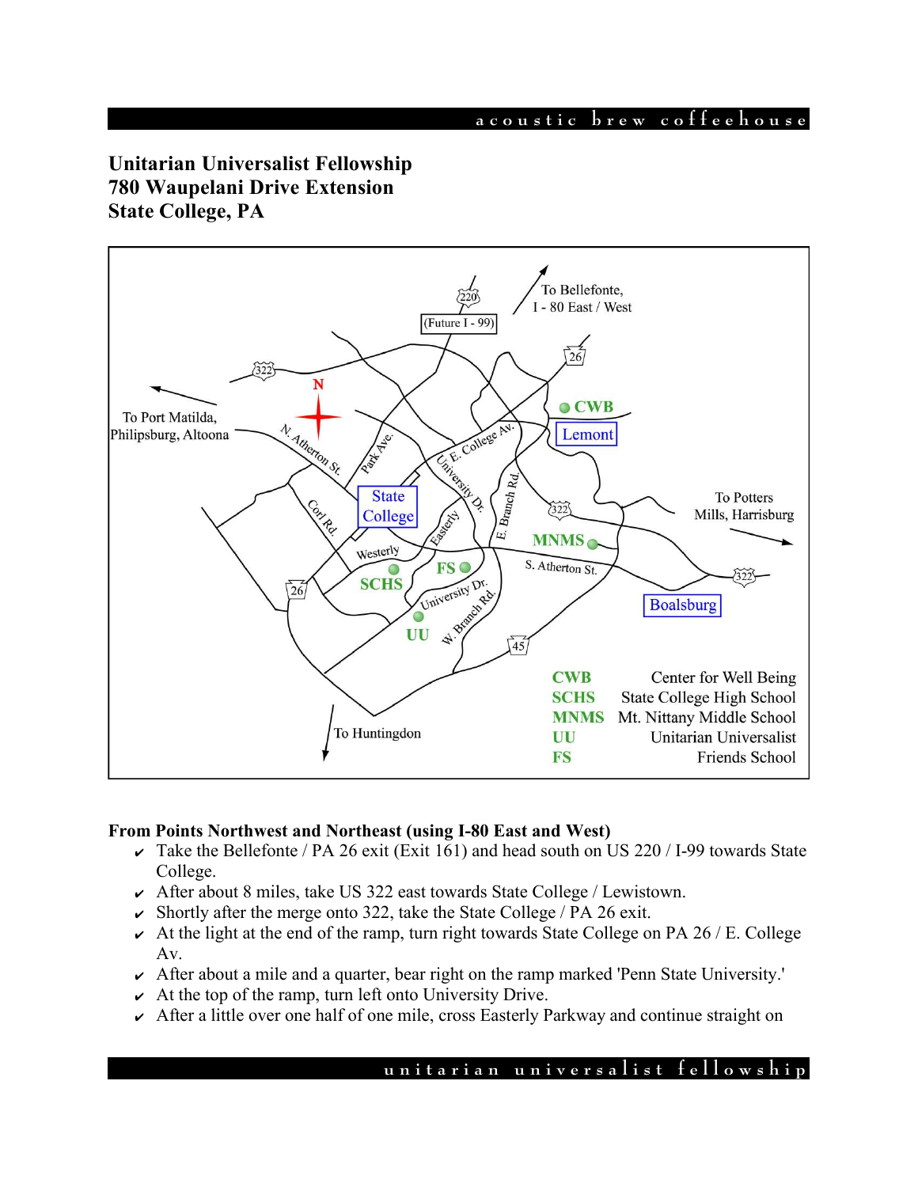# Unitarian Universalist Fellowship
# 780 Waupelani Drive Extension
# State College, PA

| | |
|---|---|
| CWB | Center for Well Being |
| SCHS | State College High School |
| MNMS | Mt. Nittany Middle School |
| UU | Unitarian Universalist |
| FS | Friends School |

### From Points Northwest and Northeast (using I-80 East and West)

- Take the Bellefonte / PA 26 exit (Exit 161) and head south on US 220 / I-99 towards State College.
- After about 8 miles, take US 322 east towards State College / Lewistown.
- Shortly after the merge onto 322, take the State College / PA 26 exit.
- At the light at the end of the ramp, turn right towards State College on PA 26 / E. College Av.
- After about a mile and a quarter, bear right on the ramp marked 'Penn State University.'
- At the top of the ramp, turn left onto University Drive.
- After a little over one half of one mile, cross Easterly Parkway and continue straight on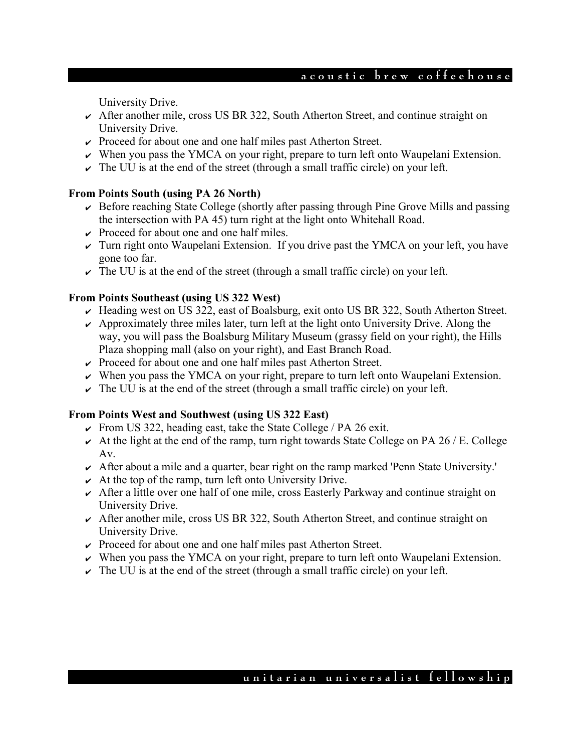University Drive.

- After another mile, cross US BR 322, South Atherton Street, and continue straight on University Drive.
- Proceed for about one and one half miles past Atherton Street.
- When you pass the YMCA on your right, prepare to turn left onto Waupelani Extension.
- The UU is at the end of the street (through a small traffic circle) on your left.

**From Points South (using PA 26 North)**

- Before reaching State College (shortly after passing through Pine Grove Mills and passing the intersection with PA 45) turn right at the light onto Whitehall Road.
- Proceed for about one and one half miles.
- Turn right onto Waupelani Extension. If you drive past the YMCA on your left, you have gone too far.
- The UU is at the end of the street (through a small traffic circle) on your left.

**From Points Southeast (using US 322 West)**

- Heading west on US 322, east of Boalsburg, exit onto US BR 322, South Atherton Street.
- Approximately three miles later, turn left at the light onto University Drive. Along the way, you will pass the Boalsburg Military Museum (grassy field on your right), the Hills Plaza shopping mall (also on your right), and East Branch Road.
- Proceed for about one and one half miles past Atherton Street.
- When you pass the YMCA on your right, prepare to turn left onto Waupelani Extension.
- The UU is at the end of the street (through a small traffic circle) on your left.

**From Points West and Southwest (using US 322 East)**

- From US 322, heading east, take the State College / PA 26 exit.
- At the light at the end of the ramp, turn right towards State College on PA 26 / E. College Av.
- After about a mile and a quarter, bear right on the ramp marked 'Penn State University.'
- At the top of the ramp, turn left onto University Drive.
- After a little over one half of one mile, cross Easterly Parkway and continue straight on University Drive.
- After another mile, cross US BR 322, South Atherton Street, and continue straight on University Drive.
- Proceed for about one and one half miles past Atherton Street.
- When you pass the YMCA on your right, prepare to turn left onto Waupelani Extension.
- The UU is at the end of the street (through a small traffic circle) on your left.